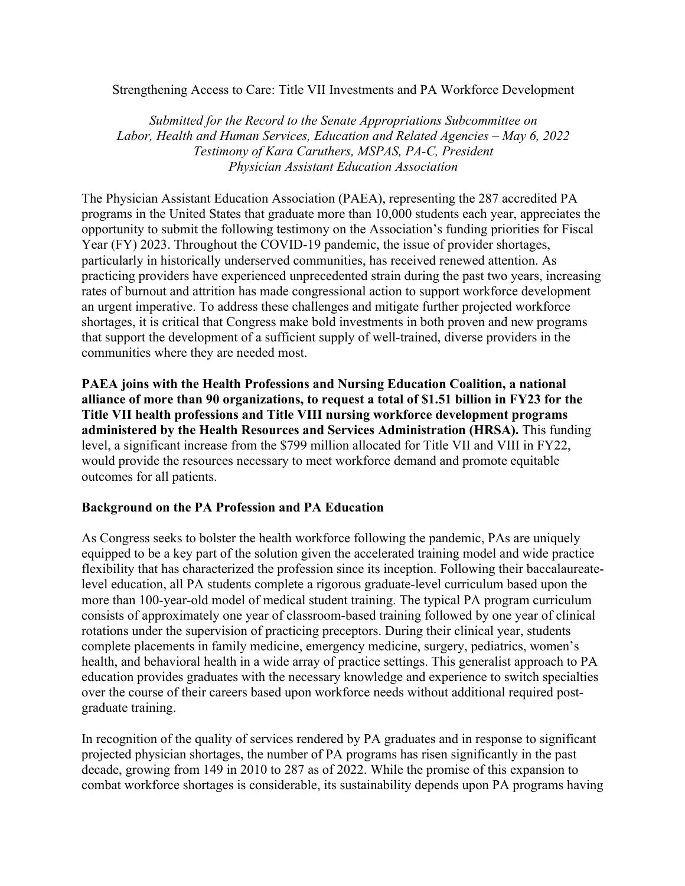# Strengthening Access to Care: Title VII Investments and PA Workforce Development

*Submitted for the Record to the Senate Appropriations Subcommittee on Labor, Health and Human Services, Education and Related Agencies – May 6, 2022*
*Testimony of Kara Caruthers, MSPAS, PA-C, President*
*Physician Assistant Education Association*

The Physician Assistant Education Association (PAEA), representing the 287 accredited PA programs in the United States that graduate more than 10,000 students each year, appreciates the opportunity to submit the following testimony on the Association's funding priorities for Fiscal Year (FY) 2023. Throughout the COVID-19 pandemic, the issue of provider shortages, particularly in historically underserved communities, has received renewed attention. As practicing providers have experienced unprecedented strain during the past two years, increasing rates of burnout and attrition has made congressional action to support workforce development an urgent imperative. To address these challenges and mitigate further projected workforce shortages, it is critical that Congress make bold investments in both proven and new programs that support the development of a sufficient supply of well-trained, diverse providers in the communities where they are needed most.

**PAEA joins with the Health Professions and Nursing Education Coalition, a national alliance of more than 90 organizations, to request a total of $1.51 billion in FY23 for the Title VII health professions and Title VIII nursing workforce development programs administered by the Health Resources and Services Administration (HRSA).** This funding level, a significant increase from the $799 million allocated for Title VII and VIII in FY22, would provide the resources necessary to meet workforce demand and promote equitable outcomes for all patients.

## Background on the PA Profession and PA Education

As Congress seeks to bolster the health workforce following the pandemic, PAs are uniquely equipped to be a key part of the solution given the accelerated training model and wide practice flexibility that has characterized the profession since its inception. Following their baccalaureate-level education, all PA students complete a rigorous graduate-level curriculum based upon the more than 100-year-old model of medical student training. The typical PA program curriculum consists of approximately one year of classroom-based training followed by one year of clinical rotations under the supervision of practicing preceptors. During their clinical year, students complete placements in family medicine, emergency medicine, surgery, pediatrics, women's health, and behavioral health in a wide array of practice settings. This generalist approach to PA education provides graduates with the necessary knowledge and experience to switch specialties over the course of their careers based upon workforce needs without additional required post-graduate training.

In recognition of the quality of services rendered by PA graduates and in response to significant projected physician shortages, the number of PA programs has risen significantly in the past decade, growing from 149 in 2010 to 287 as of 2022. While the promise of this expansion to combat workforce shortages is considerable, its sustainability depends upon PA programs having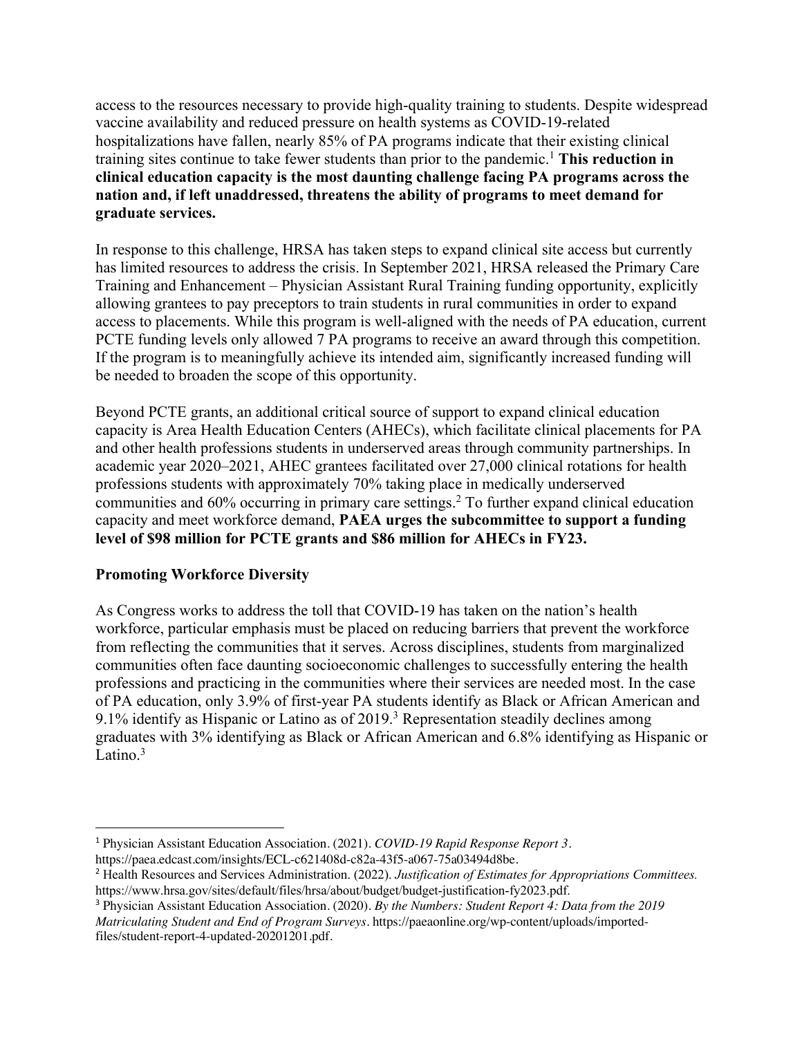access to the resources necessary to provide high-quality training to students. Despite widespread vaccine availability and reduced pressure on health systems as COVID-19-related hospitalizations have fallen, nearly 85% of PA programs indicate that their existing clinical training sites continue to take fewer students than prior to the pandemic.[1] **This reduction in clinical education capacity is the most daunting challenge facing PA programs across the nation and, if left unaddressed, threatens the ability of programs to meet demand for graduate services.**

In response to this challenge, HRSA has taken steps to expand clinical site access but currently has limited resources to address the crisis. In September 2021, HRSA released the Primary Care Training and Enhancement – Physician Assistant Rural Training funding opportunity, explicitly allowing grantees to pay preceptors to train students in rural communities in order to expand access to placements. While this program is well-aligned with the needs of PA education, current PCTE funding levels only allowed 7 PA programs to receive an award through this competition. If the program is to meaningfully achieve its intended aim, significantly increased funding will be needed to broaden the scope of this opportunity.

Beyond PCTE grants, an additional critical source of support to expand clinical education capacity is Area Health Education Centers (AHECs), which facilitate clinical placements for PA and other health professions students in underserved areas through community partnerships. In academic year 2020–2021, AHEC grantees facilitated over 27,000 clinical rotations for health professions students with approximately 70% taking place in medically underserved communities and 60% occurring in primary care settings.[2] To further expand clinical education capacity and meet workforce demand, **PAEA urges the subcommittee to support a funding level of $98 million for PCTE grants and $86 million for AHECs in FY23.**

**Promoting Workforce Diversity**

As Congress works to address the toll that COVID-19 has taken on the nation's health workforce, particular emphasis must be placed on reducing barriers that prevent the workforce from reflecting the communities that it serves. Across disciplines, students from marginalized communities often face daunting socioeconomic challenges to successfully entering the health professions and practicing in the communities where their services are needed most. In the case of PA education, only 3.9% of first-year PA students identify as Black or African American and 9.1% identify as Hispanic or Latino as of 2019.[3] Representation steadily declines among graduates with 3% identifying as Black or African American and 6.8% identifying as Hispanic or Latino.[3]

---

[1] Physician Assistant Education Association. (2021). *COVID-19 Rapid Response Report 3*. https://paea.edcast.com/insights/ECL-c621408d-c82a-43f5-a067-75a03494d8be.

[2] Health Resources and Services Administration. (2022). *Justification of Estimates for Appropriations Committees.* https://www.hrsa.gov/sites/default/files/hrsa/about/budget/budget-justification-fy2023.pdf.

[3] Physician Assistant Education Association. (2020). *By the Numbers: Student Report 4: Data from the 2019 Matriculating Student and End of Program Surveys*. https://paeaonline.org/wp-content/uploads/imported-files/student-report-4-updated-20201201.pdf.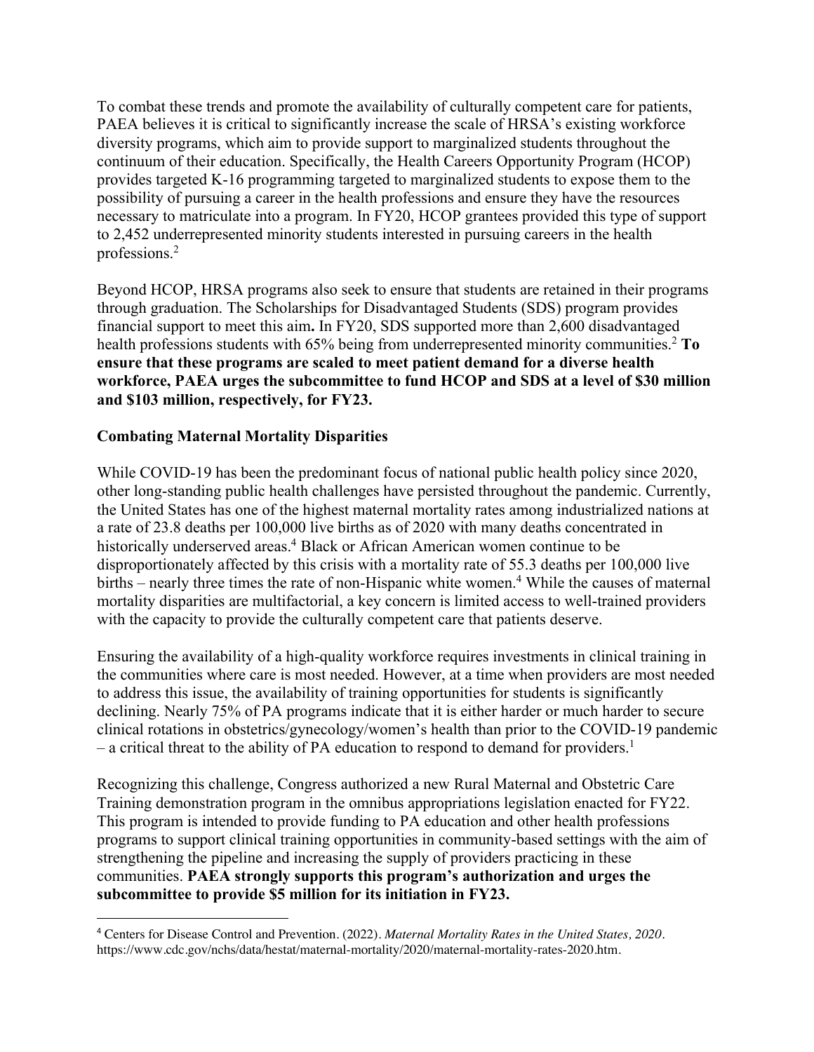To combat these trends and promote the availability of culturally competent care for patients, PAEA believes it is critical to significantly increase the scale of HRSA's existing workforce diversity programs, which aim to provide support to marginalized students throughout the continuum of their education. Specifically, the Health Careers Opportunity Program (HCOP) provides targeted K-16 programming targeted to marginalized students to expose them to the possibility of pursuing a career in the health professions and ensure they have the resources necessary to matriculate into a program. In FY20, HCOP grantees provided this type of support to 2,452 underrepresented minority students interested in pursuing careers in the health professions.[2]

Beyond HCOP, HRSA programs also seek to ensure that students are retained in their programs through graduation. The Scholarships for Disadvantaged Students (SDS) program provides financial support to meet this aim**.** In FY20, SDS supported more than 2,600 disadvantaged health professions students with 65% being from underrepresented minority communities.[2] **To ensure that these programs are scaled to meet patient demand for a diverse health workforce, PAEA urges the subcommittee to fund HCOP and SDS at a level of $30 million and $103 million, respectively, for FY23.**

### Combating Maternal Mortality Disparities

While COVID-19 has been the predominant focus of national public health policy since 2020, other long-standing public health challenges have persisted throughout the pandemic. Currently, the United States has one of the highest maternal mortality rates among industrialized nations at a rate of 23.8 deaths per 100,000 live births as of 2020 with many deaths concentrated in historically underserved areas.[4] Black or African American women continue to be disproportionately affected by this crisis with a mortality rate of 55.3 deaths per 100,000 live births – nearly three times the rate of non-Hispanic white women.[4] While the causes of maternal mortality disparities are multifactorial, a key concern is limited access to well-trained providers with the capacity to provide the culturally competent care that patients deserve.

Ensuring the availability of a high-quality workforce requires investments in clinical training in the communities where care is most needed. However, at a time when providers are most needed to address this issue, the availability of training opportunities for students is significantly declining. Nearly 75% of PA programs indicate that it is either harder or much harder to secure clinical rotations in obstetrics/gynecology/women's health than prior to the COVID-19 pandemic – a critical threat to the ability of PA education to respond to demand for providers.[1]

Recognizing this challenge, Congress authorized a new Rural Maternal and Obstetric Care Training demonstration program in the omnibus appropriations legislation enacted for FY22. This program is intended to provide funding to PA education and other health professions programs to support clinical training opportunities in community-based settings with the aim of strengthening the pipeline and increasing the supply of providers practicing in these communities. **PAEA strongly supports this program's authorization and urges the subcommittee to provide $5 million for its initiation in FY23.**

---

[4] Centers for Disease Control and Prevention. (2022). *Maternal Mortality Rates in the United States, 2020*. https://www.cdc.gov/nchs/data/hestat/maternal-mortality/2020/maternal-mortality-rates-2020.htm.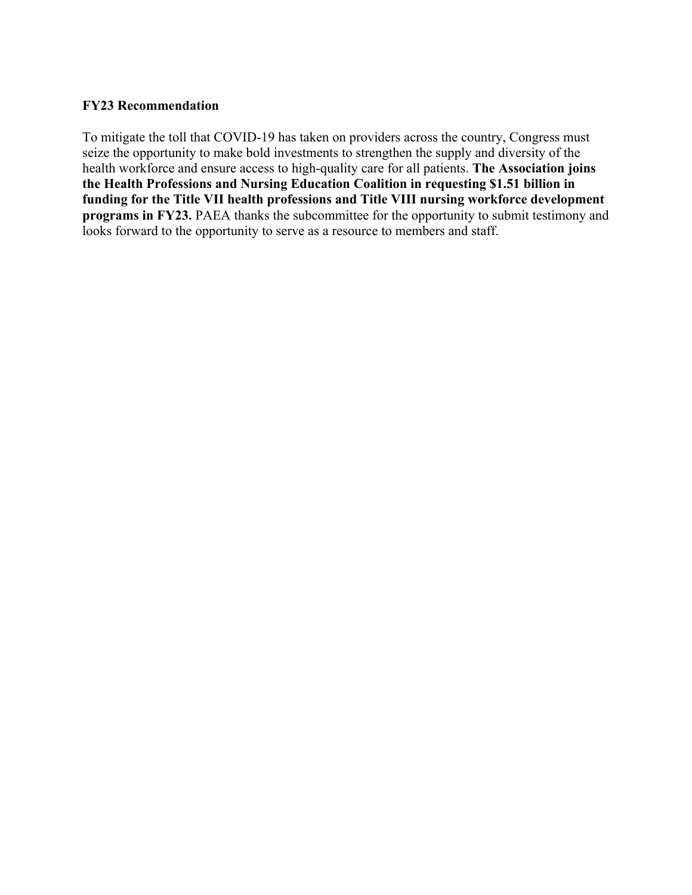**FY23 Recommendation**

To mitigate the toll that COVID-19 has taken on providers across the country, Congress must seize the opportunity to make bold investments to strengthen the supply and diversity of the health workforce and ensure access to high-quality care for all patients. **The Association joins the Health Professions and Nursing Education Coalition in requesting $1.51 billion in funding for the Title VII health professions and Title VIII nursing workforce development programs in FY23.** PAEA thanks the subcommittee for the opportunity to submit testimony and looks forward to the opportunity to serve as a resource to members and staff.